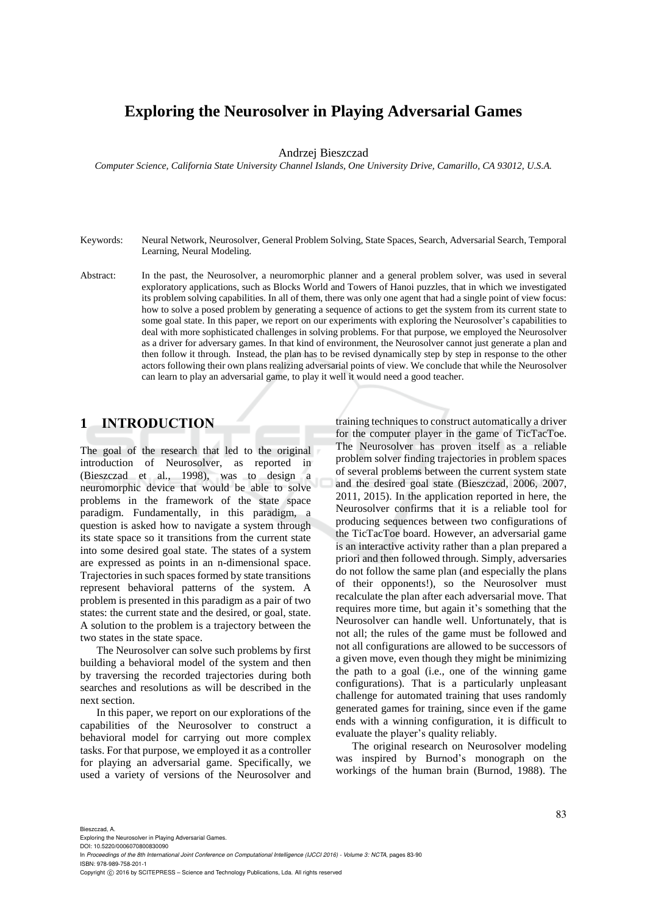# Exploring the Neurosolver in Playing Adversarial Games

Andrzej Bieszczad

*Computer Science, California State University Channel Islands, One University Drive, Camarillo, CA 93012, U.S.A.*

Keywords: Neural Network, Neurosolver, General Problem Solving, State Spaces, Search, Adversarial Search, Temporal Learning, Neural Modeling.

Abstract: In the past, the Neurosolver, a neuromorphic planner and a general problem solver, was used in several exploratory applications, such as Blocks World and Towers of Hanoi puzzles, that in which we investigated its problem solving capabilities. In all of them, there was only one agent that had a single point of view focus: how to solve a posed problem by generating a sequence of actions to get the system from its current state to some goal state. In this paper, we report on our experiments with exploring the Neurosolver's capabilities to deal with more sophisticated challenges in solving problems. For that purpose, we employed the Neurosolver as a driver for adversary games. In that kind of environment, the Neurosolver cannot just generate a plan and then follow it through. Instead, the plan has to be revised dynamically step by step in response to the other actors following their own plans realizing adversarial points of view. We conclude that while the Neurosolver can learn to play an adversarial game, to play it well it would need a good teacher.

## 1 INTRODUCTION

The goal of the research that led to the original introduction of Neurosolver, as reported in (Bieszczad et al., 1998), was to design a neuromorphic device that would be able to solve problems in the framework of the state space paradigm. Fundamentally, in this paradigm, a question is asked how to navigate a system through its state space so it transitions from the current state into some desired goal state. The states of a system are expressed as points in an n-dimensional space. Trajectories in such spaces formed by state transitions represent behavioral patterns of the system. A problem is presented in this paradigm as a pair of two states: the current state and the desired, or goal, state. A solution to the problem is a trajectory between the two states in the state space.

The Neurosolver can solve such problems by first building a behavioral model of the system and then by traversing the recorded trajectories during both searches and resolutions as will be described in the next section.

In this paper, we report on our explorations of the capabilities of the Neurosolver to construct a behavioral model for carrying out more complex tasks. For that purpose, we employed it as a controller for playing an adversarial game. Specifically, we used a variety of versions of the Neurosolver and training techniques to construct automatically a driver for the computer player in the game of TicTacToe. The Neurosolver has proven itself as a reliable problem solver finding trajectories in problem spaces of several problems between the current system state and the desired goal state (Bieszczad, 2006, 2007, 2011, 2015). In the application reported in here, the Neurosolver confirms that it is a reliable tool for producing sequences between two configurations of the TicTacToe board. However, an adversarial game is an interactive activity rather than a plan prepared a priori and then followed through. Simply, adversaries do not follow the same plan (and especially the plans of their opponents!), so the Neurosolver must recalculate the plan after each adversarial move. That requires more time, but again it's something that the Neurosolver can handle well. Unfortunately, that is not all; the rules of the game must be followed and not all configurations are allowed to be successors of a given move, even though they might be minimizing the path to a goal (i.e., one of the winning game configurations). That is a particularly unpleasant challenge for automated training that uses randomly generated games for training, since even if the game ends with a winning configuration, it is difficult to evaluate the player's quality reliably.

The original research on Neurosolver modeling was inspired by Burnod's monograph on the workings of the human brain (Burnod, 1988). The

Bieszczad, A.
Exploring the Neurosolver in Playing Adversarial Games.
DOI: 10.5220/0006070800830090
In *Proceedings of the 8th International Joint Conference on Computational Intelligence (IJCCI 2016) - Volume 3: NCTA*, pages 83-90
ISBN: 978-989-758-201-1
Copyright © 2016 by SCITEPRESS – Science and Technology Publications, Lda. All rights reserved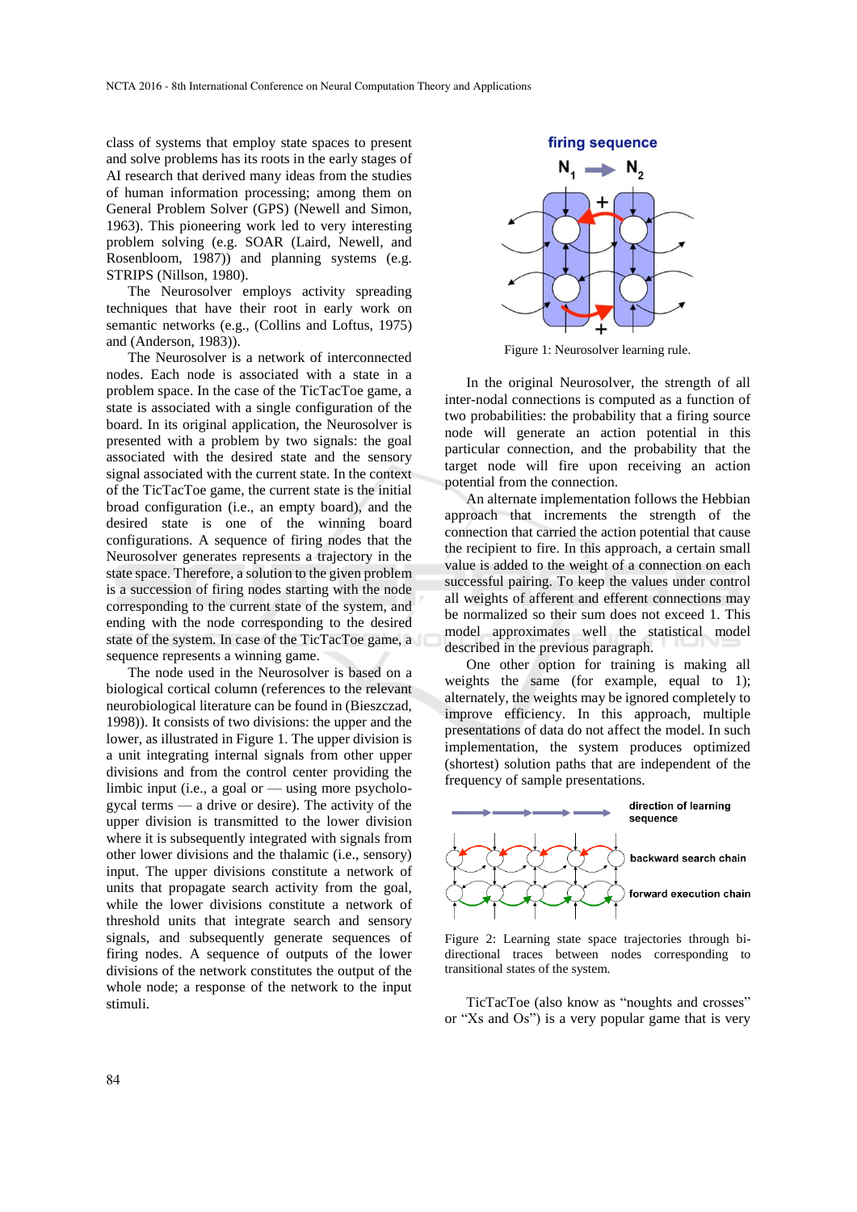class of systems that employ state spaces to present and solve problems has its roots in the early stages of AI research that derived many ideas from the studies of human information processing; among them on General Problem Solver (GPS) (Newell and Simon, 1963). This pioneering work led to very interesting problem solving (e.g. SOAR (Laird, Newell, and Rosenbloom, 1987)) and planning systems (e.g. STRIPS (Nillson, 1980).

The Neurosolver employs activity spreading techniques that have their root in early work on semantic networks (e.g., (Collins and Loftus, 1975) and (Anderson, 1983)).

The Neurosolver is a network of interconnected nodes. Each node is associated with a state in a problem space. In the case of the TicTacToe game, a state is associated with a single configuration of the board. In its original application, the Neurosolver is presented with a problem by two signals: the goal associated with the desired state and the sensory signal associated with the current state. In the context of the TicTacToe game, the current state is the initial broad configuration (i.e., an empty board), and the desired state is one of the winning board configurations. A sequence of firing nodes that the Neurosolver generates represents a trajectory in the state space. Therefore, a solution to the given problem is a succession of firing nodes starting with the node corresponding to the current state of the system, and ending with the node corresponding to the desired state of the system. In case of the TicTacToe game, a sequence represents a winning game.

The node used in the Neurosolver is based on a biological cortical column (references to the relevant neurobiological literature can be found in (Bieszczad, 1998)). It consists of two divisions: the upper and the lower, as illustrated in Figure 1. The upper division is a unit integrating internal signals from other upper divisions and from the control center providing the limbic input (i.e., a goal or — using more psychologycal terms — a drive or desire). The activity of the upper division is transmitted to the lower division where it is subsequently integrated with signals from other lower divisions and the thalamic (i.e., sensory) input. The upper divisions constitute a network of units that propagate search activity from the goal, while the lower divisions constitute a network of threshold units that integrate search and sensory signals, and subsequently generate sequences of firing nodes. A sequence of outputs of the lower divisions of the network constitutes the output of the whole node; a response of the network to the input stimuli.

Figure 1: Neurosolver learning rule.

In the original Neurosolver, the strength of all inter-nodal connections is computed as a function of two probabilities: the probability that a firing source node will generate an action potential in this particular connection, and the probability that the target node will fire upon receiving an action potential from the connection.

An alternate implementation follows the Hebbian approach that increments the strength of the connection that carried the action potential that cause the recipient to fire. In this approach, a certain small value is added to the weight of a connection on each successful pairing. To keep the values under control all weights of afferent and efferent connections may be normalized so their sum does not exceed 1. This model approximates well the statistical model described in the previous paragraph.

One other option for training is making all weights the same (for example, equal to 1); alternately, the weights may be ignored completely to improve efficiency. In this approach, multiple presentations of data do not affect the model. In such implementation, the system produces optimized (shortest) solution paths that are independent of the frequency of sample presentations.

Figure 2: Learning state space trajectories through bi-directional traces between nodes corresponding to transitional states of the system.

TicTacToe (also know as "noughts and crosses" or "Xs and Os") is a very popular game that is very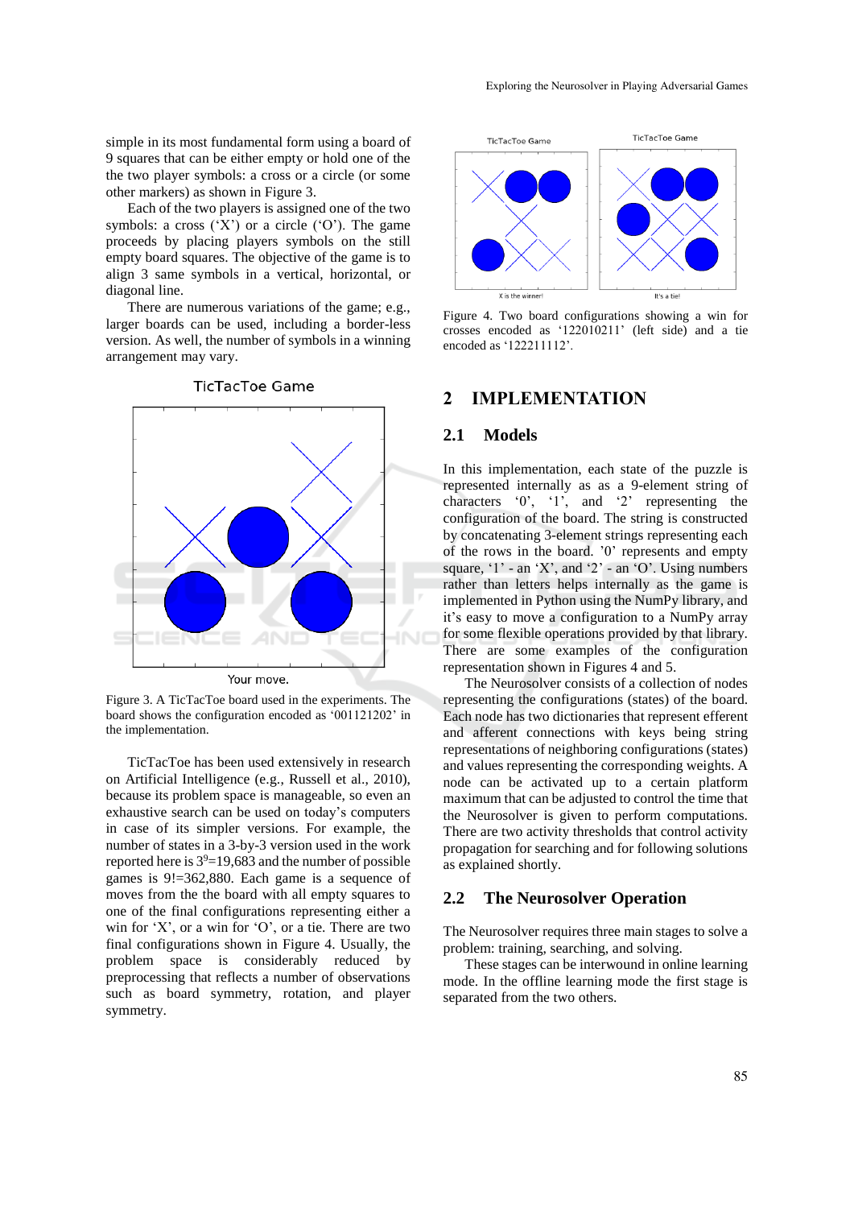simple in its most fundamental form using a board of 9 squares that can be either empty or hold one of the the two player symbols: a cross or a circle (or some other markers) as shown in Figure 3.

Each of the two players is assigned one of the two symbols: a cross (‘X’) or a circle (‘O’). The game proceeds by placing players symbols on the still empty board squares. The objective of the game is to align 3 same symbols in a vertical, horizontal, or diagonal line.

There are numerous variations of the game; e.g., larger boards can be used, including a border-less version. As well, the number of symbols in a winning arrangement may vary.

Figure 3. A TicTacToe board used in the experiments. The board shows the configuration encoded as ‘001121202’ in the implementation.

TicTacToe has been used extensively in research on Artificial Intelligence (e.g., Russell et al., 2010), because its problem space is manageable, so even an exhaustive search can be used on today’s computers in case of its simpler versions. For example, the number of states in a 3-by-3 version used in the work reported here is $3^9$=19,683 and the number of possible games is 9!=362,880. Each game is a sequence of moves from the the board with all empty squares to one of the final configurations representing either a win for ‘X’, or a win for ‘O’, or a tie. There are two final configurations shown in Figure 4. Usually, the problem space is considerably reduced by preprocessing that reflects a number of observations such as board symmetry, rotation, and player symmetry.

Figure 4. Two board configurations showing a win for crosses encoded as ‘122010211’ (left side) and a tie encoded as ‘122211112’.

## 2 IMPLEMENTATION

### 2.1 Models

In this implementation, each state of the puzzle is represented internally as as a 9-element string of characters ‘0’, ‘1’, and ‘2’ representing the configuration of the board. The string is constructed by concatenating 3-element strings representing each of the rows in the board. ’0’ represents and empty square, ‘1’ - an ‘X’, and ‘2’ - an ‘O’. Using numbers rather than letters helps internally as the game is implemented in Python using the NumPy library, and it’s easy to move a configuration to a NumPy array for some flexible operations provided by that library. There are some examples of the configuration representation shown in Figures 4 and 5.

The Neurosolver consists of a collection of nodes representing the configurations (states) of the board. Each node has two dictionaries that represent efferent and afferent connections with keys being string representations of neighboring configurations (states) and values representing the corresponding weights. A node can be activated up to a certain platform maximum that can be adjusted to control the time that the Neurosolver is given to perform computations. There are two activity thresholds that control activity propagation for searching and for following solutions as explained shortly.

### 2.2 The Neurosolver Operation

The Neurosolver requires three main stages to solve a problem: training, searching, and solving.

These stages can be interwound in online learning mode. In the offline learning mode the first stage is separated from the two others.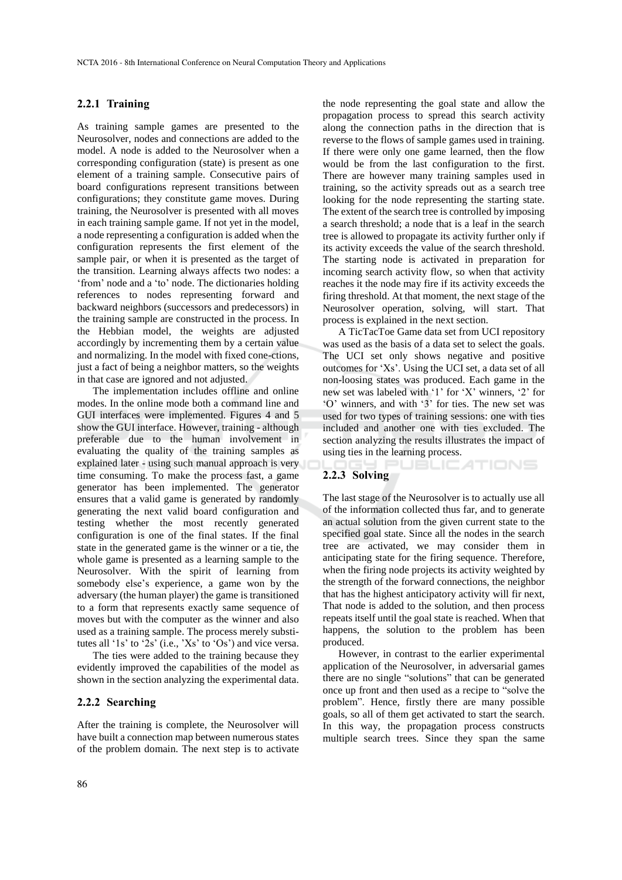#### 2.2.1 Training

As training sample games are presented to the Neurosolver, nodes and connections are added to the model. A node is added to the Neurosolver when a corresponding configuration (state) is present as one element of a training sample. Consecutive pairs of board configurations represent transitions between configurations; they constitute game moves. During training, the Neurosolver is presented with all moves in each training sample game. If not yet in the model, a node representing a configuration is added when the configuration represents the first element of the sample pair, or when it is presented as the target of the transition. Learning always affects two nodes: a 'from' node and a 'to' node. The dictionaries holding references to nodes representing forward and backward neighbors (successors and predecessors) in the training sample are constructed in the process. In the Hebbian model, the weights are adjusted accordingly by incrementing them by a certain value and normalizing. In the model with fixed cone-ctions, just a fact of being a neighbor matters, so the weights in that case are ignored and not adjusted.

The implementation includes offline and online modes. In the online mode both a command line and GUI interfaces were implemented. Figures 4 and 5 show the GUI interface. However, training - although preferable due to the human involvement in evaluating the quality of the training samples as explained later - using such manual approach is very time consuming. To make the process fast, a game generator has been implemented. The generator ensures that a valid game is generated by randomly generating the next valid board configuration and testing whether the most recently generated configuration is one of the final states. If the final state in the generated game is the winner or a tie, the whole game is presented as a learning sample to the Neurosolver. With the spirit of learning from somebody else's experience, a game won by the adversary (the human player) the game is transitioned to a form that represents exactly same sequence of moves but with the computer as the winner and also used as a training sample. The process merely substitutes all '1s' to '2s' (i.e., 'Xs' to 'Os') and vice versa.

The ties were added to the training because they evidently improved the capabilities of the model as shown in the section analyzing the experimental data.

#### 2.2.2 Searching

After the training is complete, the Neurosolver will have built a connection map between numerous states of the problem domain. The next step is to activate the node representing the goal state and allow the propagation process to spread this search activity along the connection paths in the direction that is reverse to the flows of sample games used in training. If there were only one game learned, then the flow would be from the last configuration to the first. There are however many training samples used in training, so the activity spreads out as a search tree looking for the node representing the starting state. The extent of the search tree is controlled by imposing a search threshold; a node that is a leaf in the search tree is allowed to propagate its activity further only if its activity exceeds the value of the search threshold. The starting node is activated in preparation for incoming search activity flow, so when that activity reaches it the node may fire if its activity exceeds the firing threshold. At that moment, the next stage of the Neurosolver operation, solving, will start. That process is explained in the next section.

A TicTacToe Game data set from UCI repository was used as the basis of a data set to select the goals. The UCI set only shows negative and positive outcomes for 'Xs'. Using the UCI set, a data set of all non-loosing states was produced. Each game in the new set was labeled with '1' for 'X' winners, '2' for 'O' winners, and with '3' for ties. The new set was used for two types of training sessions: one with ties included and another one with ties excluded. The section analyzing the results illustrates the impact of using ties in the learning process.

#### 2.2.3 Solving

The last stage of the Neurosolver is to actually use all of the information collected thus far, and to generate an actual solution from the given current state to the specified goal state. Since all the nodes in the search tree are activated, we may consider them in anticipating state for the firing sequence. Therefore, when the firing node projects its activity weighted by the strength of the forward connections, the neighbor that has the highest anticipatory activity will fir next, That node is added to the solution, and then process repeats itself until the goal state is reached. When that happens, the solution to the problem has been produced.

However, in contrast to the earlier experimental application of the Neurosolver, in adversarial games there are no single "solutions" that can be generated once up front and then used as a recipe to "solve the problem". Hence, firstly there are many possible goals, so all of them get activated to start the search. In this way, the propagation process constructs multiple search trees. Since they span the same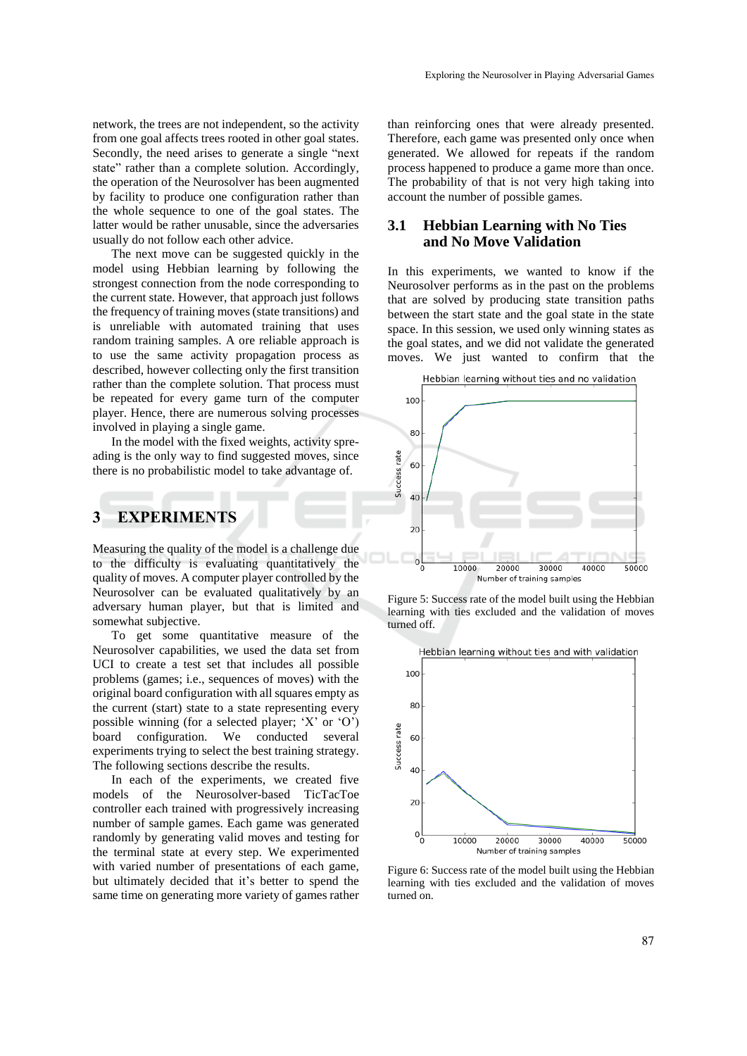network, the trees are not independent, so the activity from one goal affects trees rooted in other goal states. Secondly, the need arises to generate a single "next state" rather than a complete solution. Accordingly, the operation of the Neurosolver has been augmented by facility to produce one configuration rather than the whole sequence to one of the goal states. The latter would be rather unusable, since the adversaries usually do not follow each other advice.

The next move can be suggested quickly in the model using Hebbian learning by following the strongest connection from the node corresponding to the current state. However, that approach just follows the frequency of training moves (state transitions) and is unreliable with automated training that uses random training samples. A ore reliable approach is to use the same activity propagation process as described, however collecting only the first transition rather than the complete solution. That process must be repeated for every game turn of the computer player. Hence, there are numerous solving processes involved in playing a single game.

In the model with the fixed weights, activity spreading is the only way to find suggested moves, since there is no probabilistic model to take advantage of.

# 3 EXPERIMENTS

Measuring the quality of the model is a challenge due to the difficulty is evaluating quantitatively the quality of moves. A computer player controlled by the Neurosolver can be evaluated qualitatively by an adversary human player, but that is limited and somewhat subjective.

To get some quantitative measure of the Neurosolver capabilities, we used the data set from UCI to create a test set that includes all possible problems (games; i.e., sequences of moves) with the original board configuration with all squares empty as the current (start) state to a state representing every possible winning (for a selected player; 'X' or 'O') board configuration. We conducted several experiments trying to select the best training strategy. The following sections describe the results.

In each of the experiments, we created five models of the Neurosolver-based TicTacToe controller each trained with progressively increasing number of sample games. Each game was generated randomly by generating valid moves and testing for the terminal state at every step. We experimented with varied number of presentations of each game, but ultimately decided that it's better to spend the same time on generating more variety of games rather than reinforcing ones that were already presented. Therefore, each game was presented only once when generated. We allowed for repeats if the random process happened to produce a game more than once. The probability of that is not very high taking into account the number of possible games.

## 3.1 Hebbian Learning with No Ties and No Move Validation

In this experiments, we wanted to know if the Neurosolver performs as in the past on the problems that are solved by producing state transition paths between the start state and the goal state in the state space. In this session, we used only winning states as the goal states, and we did not validate the generated moves. We just wanted to confirm that the

Figure 5: Success rate of the model built using the Hebbian learning with ties excluded and the validation of moves turned off.

Figure 6: Success rate of the model built using the Hebbian learning with ties excluded and the validation of moves turned on.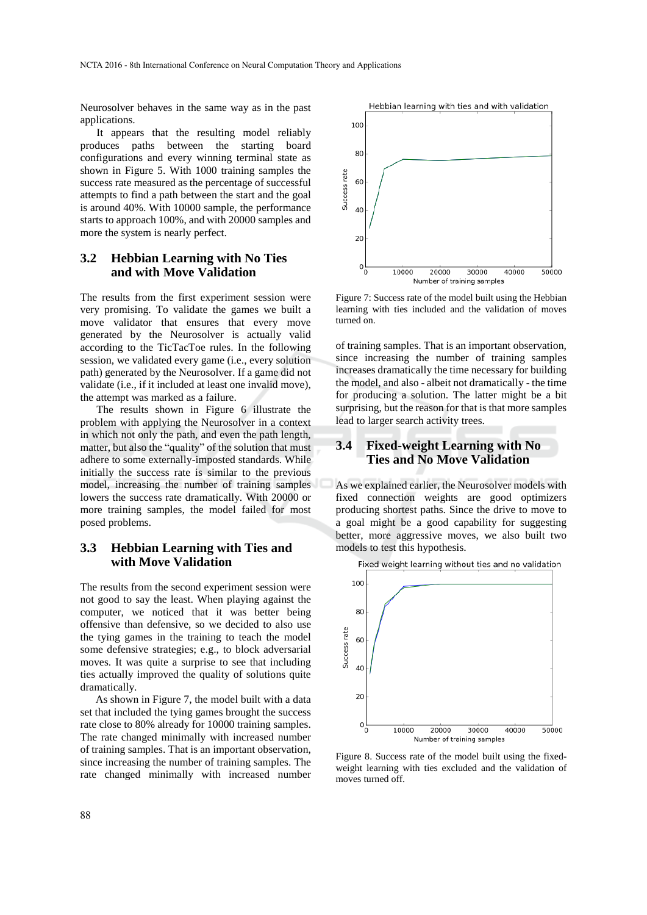Neurosolver behaves in the same way as in the past applications.

It appears that the resulting model reliably produces paths between the starting board configurations and every winning terminal state as shown in Figure 5. With 1000 training samples the success rate measured as the percentage of successful attempts to find a path between the start and the goal is around 40%. With 10000 sample, the performance starts to approach 100%, and with 20000 samples and more the system is nearly perfect.

## 3.2 Hebbian Learning with No Ties and with Move Validation

The results from the first experiment session were very promising. To validate the games we built a move validator that ensures that every move generated by the Neurosolver is actually valid according to the TicTacToe rules. In the following session, we validated every game (i.e., every solution path) generated by the Neurosolver. If a game did not validate (i.e., if it included at least one invalid move), the attempt was marked as a failure.

The results shown in Figure 6 illustrate the problem with applying the Neurosolver in a context in which not only the path, and even the path length, matter, but also the "quality" of the solution that must adhere to some externally-imposted standards. While initially the success rate is similar to the previous model, increasing the number of training samples lowers the success rate dramatically. With 20000 or more training samples, the model failed for most posed problems.

## 3.3 Hebbian Learning with Ties and with Move Validation

The results from the second experiment session were not good to say the least. When playing against the computer, we noticed that it was better being offensive than defensive, so we decided to also use the tying games in the training to teach the model some defensive strategies; e.g., to block adversarial moves. It was quite a surprise to see that including ties actually improved the quality of solutions quite dramatically.

As shown in Figure 7, the model built with a data set that included the tying games brought the success rate close to 80% already for 10000 training samples. The rate changed minimally with increased number of training samples. That is an important observation, since increasing the number of training samples. The rate changed minimally with increased number of training samples. That is an important observation, since increasing the number of training samples increases dramatically the time necessary for building the model, and also - albeit not dramatically - the time for producing a solution. The latter might be a bit surprising, but the reason for that is that more samples lead to larger search activity trees.

Figure 7: Success rate of the model built using the Hebbian learning with ties included and the validation of moves turned on.

## 3.4 Fixed-weight Learning with No Ties and No Move Validation

As we explained earlier, the Neurosolver models with fixed connection weights are good optimizers producing shortest paths. Since the drive to move to a goal might be a good capability for suggesting better, more aggressive moves, we also built two models to test this hypothesis.

Figure 8. Success rate of the model built using the fixed-weight learning with ties excluded and the validation of moves turned off.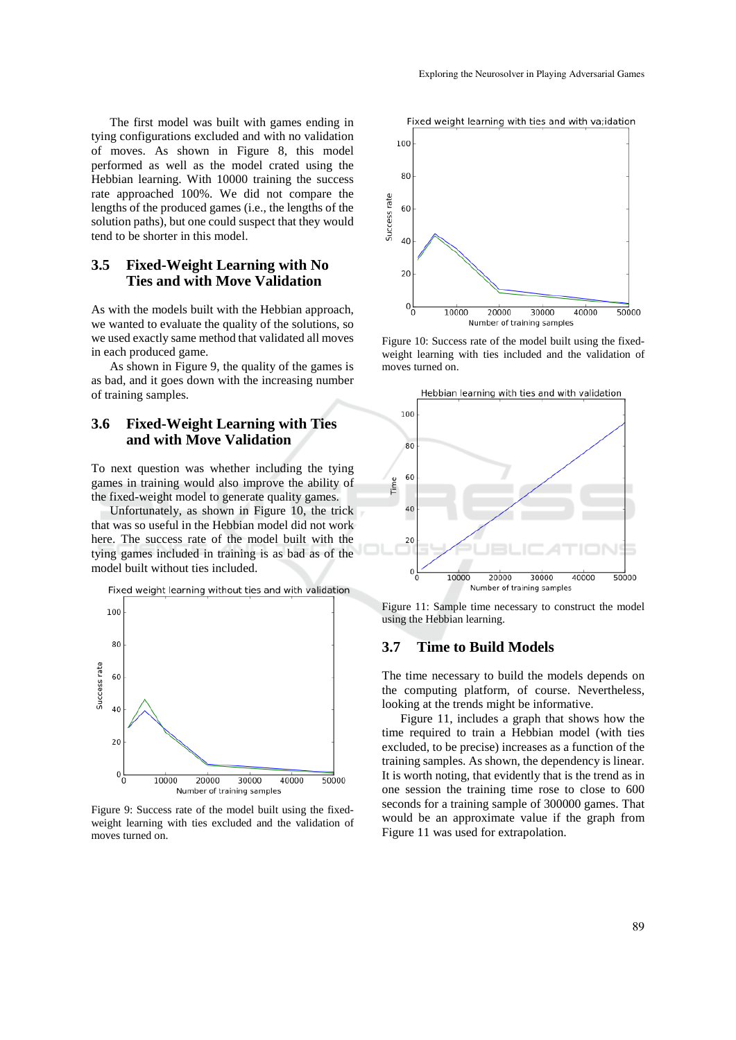The first model was built with games ending in tying configurations excluded and with no validation of moves. As shown in Figure 8, this model performed as well as the model crated using the Hebbian learning. With 10000 training the success rate approached 100%. We did not compare the lengths of the produced games (i.e., the lengths of the solution paths), but one could suspect that they would tend to be shorter in this model.

## 3.5 Fixed-Weight Learning with No Ties and with Move Validation

As with the models built with the Hebbian approach, we wanted to evaluate the quality of the solutions, so we used exactly same method that validated all moves in each produced game.

As shown in Figure 9, the quality of the games is as bad, and it goes down with the increasing number of training samples.

## 3.6 Fixed-Weight Learning with Ties and with Move Validation

To next question was whether including the tying games in training would also improve the ability of the fixed-weight model to generate quality games.

Unfortunately, as shown in Figure 10, the trick that was so useful in the Hebbian model did not work here. The success rate of the model built with the tying games included in training is as bad as of the model built without ties included.

Figure 9: Success rate of the model built using the fixed-weight learning with ties excluded and the validation of moves turned on.

Figure 10: Success rate of the model built using the fixed-weight learning with ties included and the validation of moves turned on.

Figure 11: Sample time necessary to construct the model using the Hebbian learning.

## 3.7 Time to Build Models

The time necessary to build the models depends on the computing platform, of course. Nevertheless, looking at the trends might be informative.

Figure 11, includes a graph that shows how the time required to train a Hebbian model (with ties excluded, to be precise) increases as a function of the training samples. As shown, the dependency is linear. It is worth noting, that evidently that is the trend as in one session the training time rose to close to 600 seconds for a training sample of 300000 games. That would be an approximate value if the graph from Figure 11 was used for extrapolation.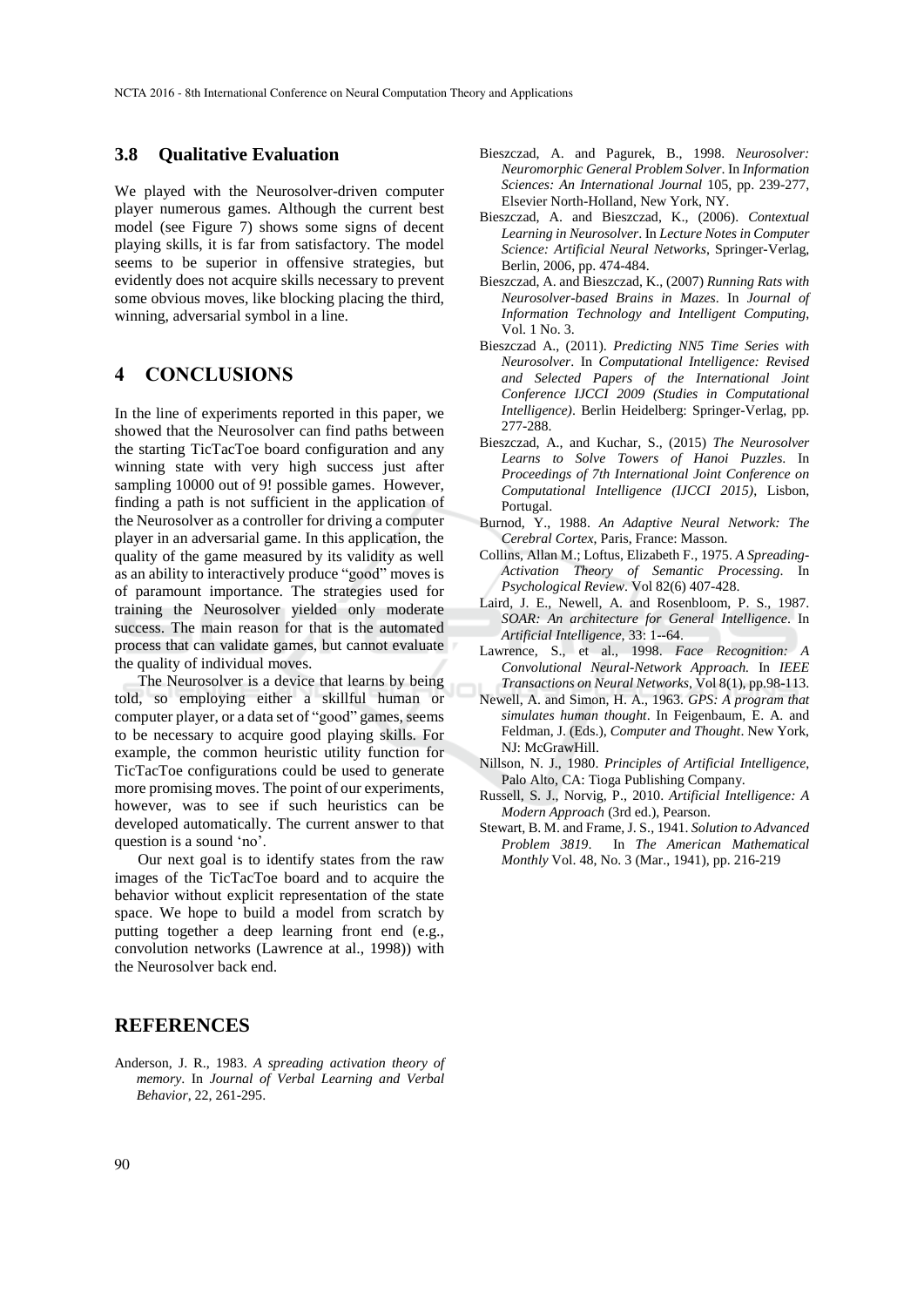### 3.8 Qualitative Evaluation

We played with the Neurosolver-driven computer player numerous games. Although the current best model (see Figure 7) shows some signs of decent playing skills, it is far from satisfactory. The model seems to be superior in offensive strategies, but evidently does not acquire skills necessary to prevent some obvious moves, like blocking placing the third, winning, adversarial symbol in a line.

## 4 CONCLUSIONS

In the line of experiments reported in this paper, we showed that the Neurosolver can find paths between the starting TicTacToe board configuration and any winning state with very high success just after sampling 10000 out of 9! possible games. However, finding a path is not sufficient in the application of the Neurosolver as a controller for driving a computer player in an adversarial game. In this application, the quality of the game measured by its validity as well as an ability to interactively produce "good" moves is of paramount importance. The strategies used for training the Neurosolver yielded only moderate success. The main reason for that is the automated process that can validate games, but cannot evaluate the quality of individual moves.

The Neurosolver is a device that learns by being told, so employing either a skillful human or computer player, or a data set of "good" games, seems to be necessary to acquire good playing skills. For example, the common heuristic utility function for TicTacToe configurations could be used to generate more promising moves. The point of our experiments, however, was to see if such heuristics can be developed automatically. The current answer to that question is a sound 'no'.

Our next goal is to identify states from the raw images of the TicTacToe board and to acquire the behavior without explicit representation of the state space. We hope to build a model from scratch by putting together a deep learning front end (e.g., convolution networks (Lawrence at al., 1998)) with the Neurosolver back end.

## REFERENCES

Anderson, J. R., 1983. *A spreading activation theory of memory*. In *Journal of Verbal Learning and Verbal Behavior*, 22, 261-295.

Bieszczad, A. and Pagurek, B., 1998. *Neurosolver: Neuromorphic General Problem Solver*. In *Information Sciences: An International Journal* 105, pp. 239-277, Elsevier North-Holland, New York, NY.

Bieszczad, A. and Bieszczad, K., (2006). *Contextual Learning in Neurosolver*. In *Lecture Notes in Computer Science: Artificial Neural Networks*, Springer-Verlag, Berlin, 2006, pp. 474-484.

Bieszczad, A. and Bieszczad, K., (2007) *Running Rats with Neurosolver-based Brains in Mazes*. In *Journal of Information Technology and Intelligent Computing*, Vol. 1 No. 3.

Bieszczad A., (2011). *Predicting NN5 Time Series with Neurosolver*. In *Computational Intelligence: Revised and Selected Papers of the International Joint Conference IJCCI 2009 (Studies in Computational Intelligence)*. Berlin Heidelberg: Springer-Verlag, pp. 277-288.

Bieszczad, A., and Kuchar, S., (2015) *The Neurosolver Learns to Solve Towers of Hanoi Puzzles.* In *Proceedings of 7th International Joint Conference on Computational Intelligence (IJCCI 2015)*, Lisbon, Portugal.

Burnod, Y., 1988. *An Adaptive Neural Network: The Cerebral Cortex*, Paris, France: Masson.

Collins, Allan M.; Loftus, Elizabeth F., 1975. *A Spreading-Activation Theory of Semantic Processing*. In *Psychological Review*. Vol 82(6) 407-428.

Laird, J. E., Newell, A. and Rosenbloom, P. S., 1987. *SOAR: An architecture for General Intelligence*. In *Artificial Intelligence*, 33: 1--64.

Lawrence, S., et al., 1998. *Face Recognition: A Convolutional Neural-Network Approach.* In *IEEE Transactions on Neural Networks*, Vol 8(1), pp.98-113.

Newell, A. and Simon, H. A., 1963. *GPS: A program that simulates human thought*. In Feigenbaum, E. A. and Feldman, J. (Eds.), *Computer and Thought*. New York, NJ: McGrawHill.

Nillson, N. J., 1980. *Principles of Artificial Intelligence*, Palo Alto, CA: Tioga Publishing Company.

Russell, S. J., Norvig, P., 2010. *Artificial Intelligence: A Modern Approach* (3rd ed.), Pearson.

Stewart, B. M. and Frame, J. S., 1941. *Solution to Advanced Problem 3819*. In *The American Mathematical Monthly* Vol. 48, No. 3 (Mar., 1941), pp. 216-219